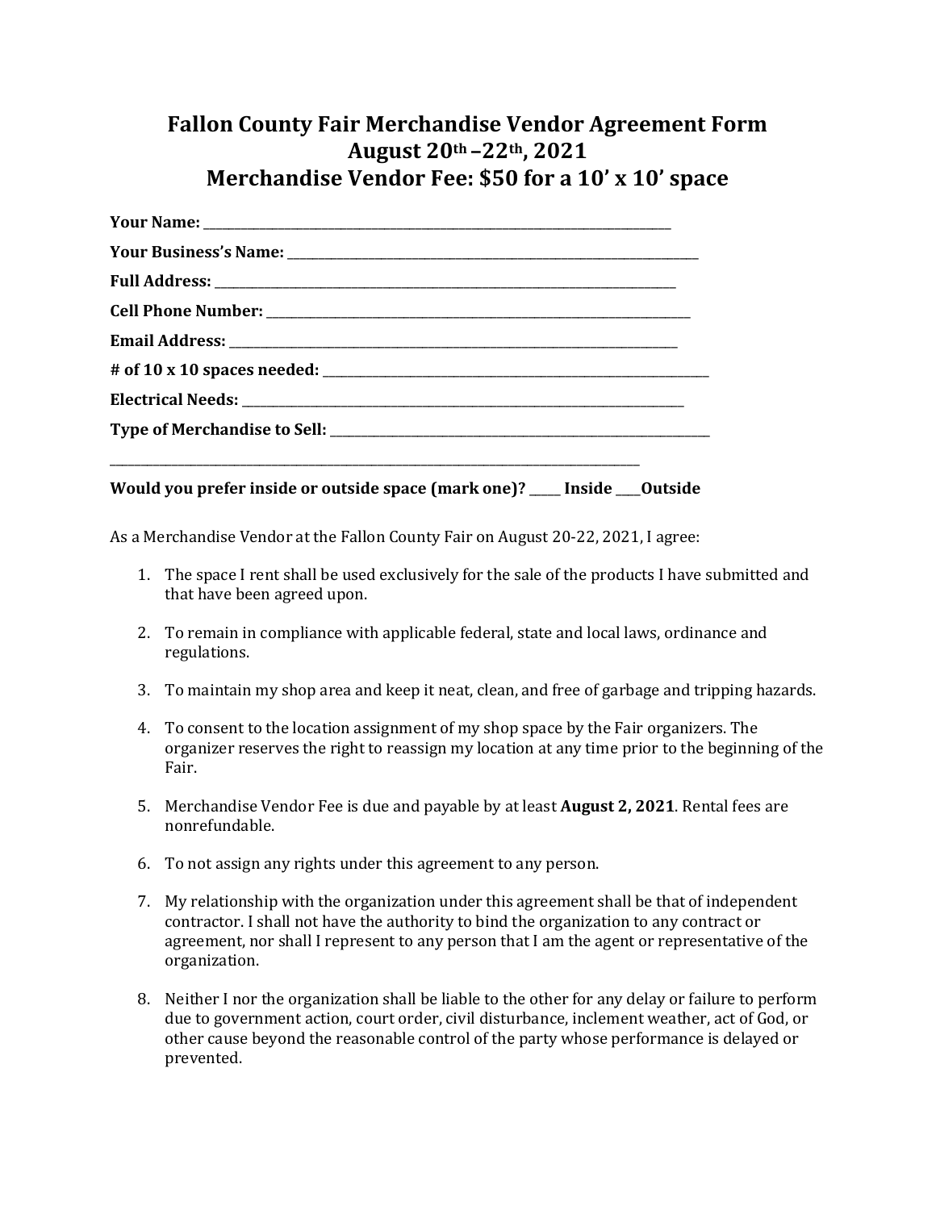# Fallon County Fair Merchandise Vendor Agreement Form
## August 20th –22th, 2021
## Merchandise Vendor Fee: $50 for a 10' x 10' space

**Your Name:** ___________________________________________

**Your Business's Name:** ___________________________________________

**Full Address:** ___________________________________________

**Cell Phone Number:** ___________________________________________

**Email Address:** ___________________________________________

**# of 10 x 10 spaces needed:** ___________________________________________

**Electrical Needs:** ___________________________________________

**Type of Merchandise to Sell:** ___________________________________________

___________________________________________________________

**Would you prefer inside or outside space (mark one)? _____ Inside ____Outside**

As a Merchandise Vendor at the Fallon County Fair on August 20-22, 2021, I agree:

1. The space I rent shall be used exclusively for the sale of the products I have submitted and that have been agreed upon.

2. To remain in compliance with applicable federal, state and local laws, ordinance and regulations.

3. To maintain my shop area and keep it neat, clean, and free of garbage and tripping hazards.

4. To consent to the location assignment of my shop space by the Fair organizers. The organizer reserves the right to reassign my location at any time prior to the beginning of the Fair.

5. Merchandise Vendor Fee is due and payable by at least **August 2, 2021**. Rental fees are nonrefundable.

6. To not assign any rights under this agreement to any person.

7. My relationship with the organization under this agreement shall be that of independent contractor. I shall not have the authority to bind the organization to any contract or agreement, nor shall I represent to any person that I am the agent or representative of the organization.

8. Neither I nor the organization shall be liable to the other for any delay or failure to perform due to government action, court order, civil disturbance, inclement weather, act of God, or other cause beyond the reasonable control of the party whose performance is delayed or prevented.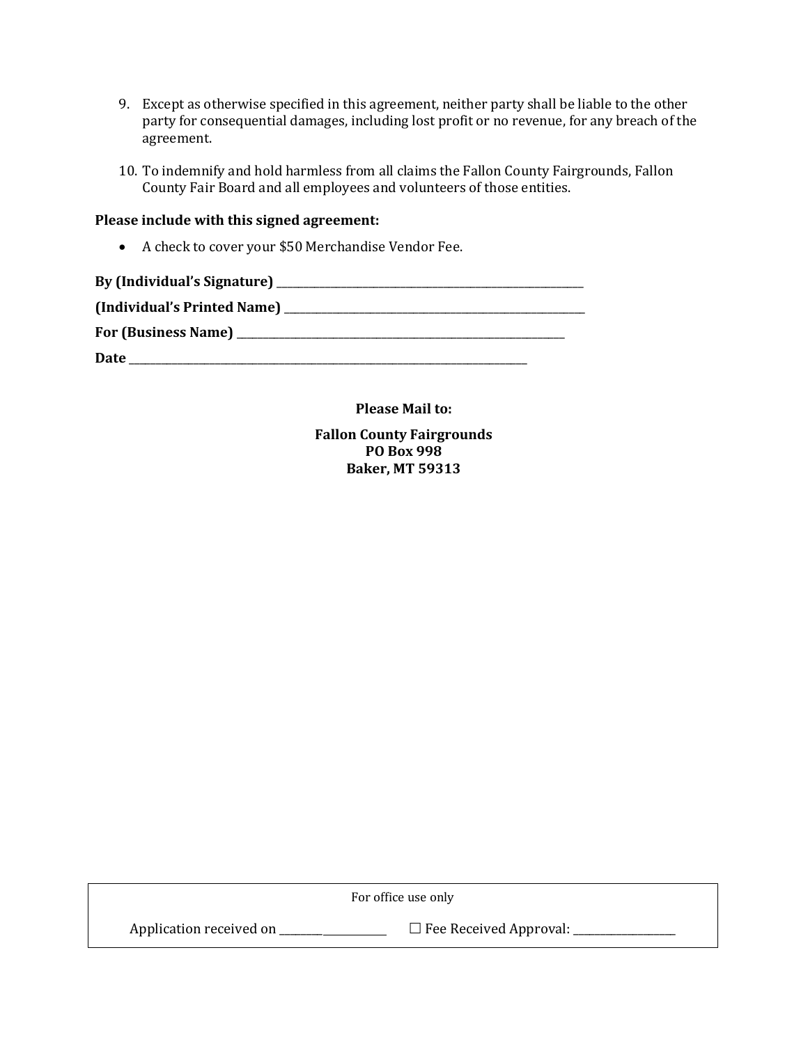9. Except as otherwise specified in this agreement, neither party shall be liable to the other party for consequential damages, including lost profit or no revenue, for any breach of the agreement.

10. To indemnify and hold harmless from all claims the Fallon County Fairgrounds, Fallon County Fair Board and all employees and volunteers of those entities.

**Please include with this signed agreement:**

- A check to cover your $50 Merchandise Vendor Fee.

**By (Individual's Signature)** ____________________________________________

**(Individual's Printed Name)** ____________________________________________

**For (Business Name)** ____________________________________________

**Date** ____________________________________________

**Please Mail to:**

**Fallon County Fairgrounds**
**PO Box 998**
**Baker, MT 59313**

For office use only

Application received on ____________ ☐ Fee Received Approval: ____________